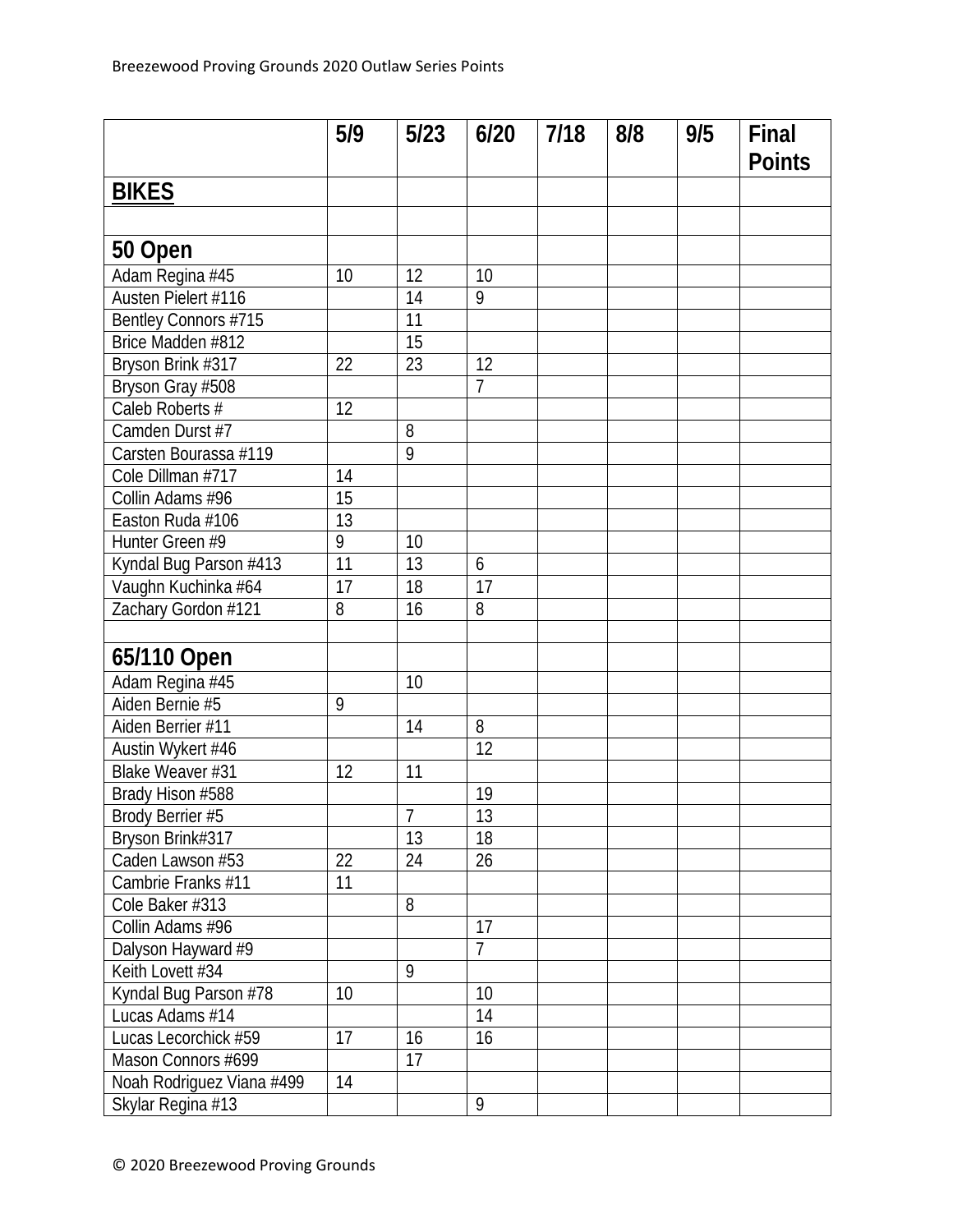| | 5/9 | 5/23 | 6/20 | 7/18 | 8/8 | 9/5 | Final Points |
|---|---|---|---|---|---|---|---|
| **BIKES** | | | | | | | |
| | | | | | | | |
| **50 Open** | | | | | | | |
| Adam Regina #45 | 10 | 12 | 10 | | | | |
| Austen Pielert #116 | | 14 | 9 | | | | |
| Bentley Connors #715 | | 11 | | | | | |
| Brice Madden #812 | | 15 | | | | | |
| Bryson Brink #317 | 22 | 23 | 12 | | | | |
| Bryson Gray #508 | | | 7 | | | | |
| Caleb Roberts # | 12 | | | | | | |
| Camden Durst #7 | | 8 | | | | | |
| Carsten Bourassa #119 | | 9 | | | | | |
| Cole Dillman #717 | 14 | | | | | | |
| Collin Adams #96 | 15 | | | | | | |
| Easton Ruda #106 | 13 | | | | | | |
| Hunter Green #9 | 9 | 10 | | | | | |
| Kyndal Bug Parson #413 | 11 | 13 | 6 | | | | |
| Vaughn Kuchinka #64 | 17 | 18 | 17 | | | | |
| Zachary Gordon #121 | 8 | 16 | 8 | | | | |
| | | | | | | | |
| **65/110 Open** | | | | | | | |
| Adam Regina #45 | | 10 | | | | | |
| Aiden Bernie #5 | 9 | | | | | | |
| Aiden Berrier #11 | | 14 | 8 | | | | |
| Austin Wykert #46 | | | 12 | | | | |
| Blake Weaver #31 | 12 | 11 | | | | | |
| Brady Hison #588 | | | 19 | | | | |
| Brody Berrier #5 | | 7 | 13 | | | | |
| Bryson Brink#317 | | 13 | 18 | | | | |
| Caden Lawson #53 | 22 | 24 | 26 | | | | |
| Cambrie Franks #11 | 11 | | | | | | |
| Cole Baker #313 | | 8 | | | | | |
| Collin Adams #96 | | | 17 | | | | |
| Dalyson Hayward #9 | | | 7 | | | | |
| Keith Lovett #34 | | 9 | | | | | |
| Kyndal Bug Parson #78 | 10 | | 10 | | | | |
| Lucas Adams #14 | | | 14 | | | | |
| Lucas Lecorchick #59 | 17 | 16 | 16 | | | | |
| Mason Connors #699 | | 17 | | | | | |
| Noah Rodriguez Viana #499 | 14 | | | | | | |
| Skylar Regina #13 | | | 9 | | | | |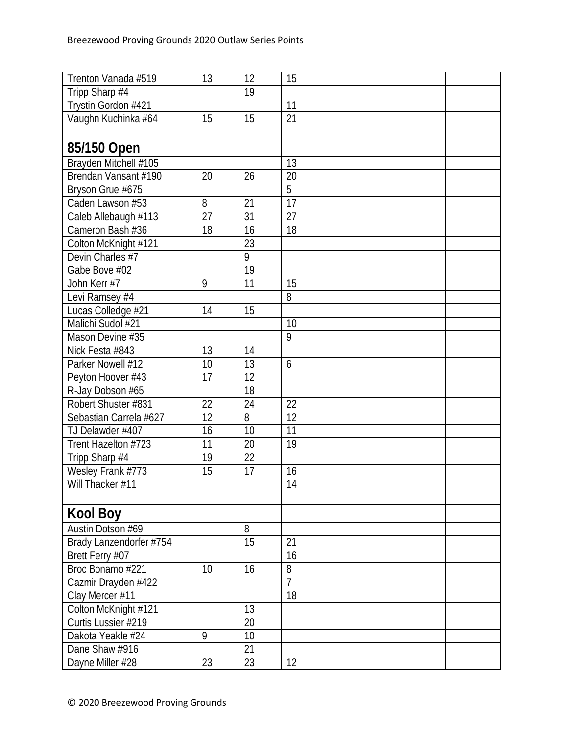| | | | | | | | |
|---|---|---|---|---|---|---|---|
| Trenton Vanada #519 | 13 | 12 | 15 | | | | |
| Tripp Sharp #4 | | 19 | | | | | |
| Trystin Gordon #421 | | | 11 | | | | |
| Vaughn Kuchinka #64 | 15 | 15 | 21 | | | | |
| | | | | | | | |
| **85/150 Open** | | | | | | | |
| Brayden Mitchell #105 | | | 13 | | | | |
| Brendan Vansant #190 | 20 | 26 | 20 | | | | |
| Bryson Grue #675 | | | 5 | | | | |
| Caden Lawson #53 | 8 | 21 | 17 | | | | |
| Caleb Allebaugh #113 | 27 | 31 | 27 | | | | |
| Cameron Bash #36 | 18 | 16 | 18 | | | | |
| Colton McKnight #121 | | 23 | | | | | |
| Devin Charles #7 | | 9 | | | | | |
| Gabe Bove #02 | | 19 | | | | | |
| John Kerr #7 | 9 | 11 | 15 | | | | |
| Levi Ramsey #4 | | | 8 | | | | |
| Lucas Colledge #21 | 14 | 15 | | | | | |
| Malichi Sudol #21 | | | 10 | | | | |
| Mason Devine #35 | | | 9 | | | | |
| Nick Festa #843 | 13 | 14 | | | | | |
| Parker Nowell #12 | 10 | 13 | 6 | | | | |
| Peyton Hoover #43 | 17 | 12 | | | | | |
| R-Jay Dobson #65 | | 18 | | | | | |
| Robert Shuster #831 | 22 | 24 | 22 | | | | |
| Sebastian Carrela #627 | 12 | 8 | 12 | | | | |
| TJ Delawder #407 | 16 | 10 | 11 | | | | |
| Trent Hazelton #723 | 11 | 20 | 19 | | | | |
| Tripp Sharp #4 | 19 | 22 | | | | | |
| Wesley Frank #773 | 15 | 17 | 16 | | | | |
| Will Thacker #11 | | | 14 | | | | |
| | | | | | | | |
| **Kool Boy** | | | | | | | |
| Austin Dotson #69 | | 8 | | | | | |
| Brady Lanzendorfer #754 | | 15 | 21 | | | | |
| Brett Ferry #07 | | | 16 | | | | |
| Broc Bonamo #221 | 10 | 16 | 8 | | | | |
| Cazmir Drayden #422 | | | 7 | | | | |
| Clay Mercer #11 | | | 18 | | | | |
| Colton McKnight #121 | | 13 | | | | | |
| Curtis Lussier #219 | | 20 | | | | | |
| Dakota Yeakle #24 | 9 | 10 | | | | | |
| Dane Shaw #916 | | 21 | | | | | |
| Dayne Miller #28 | 23 | 23 | 12 | | | | |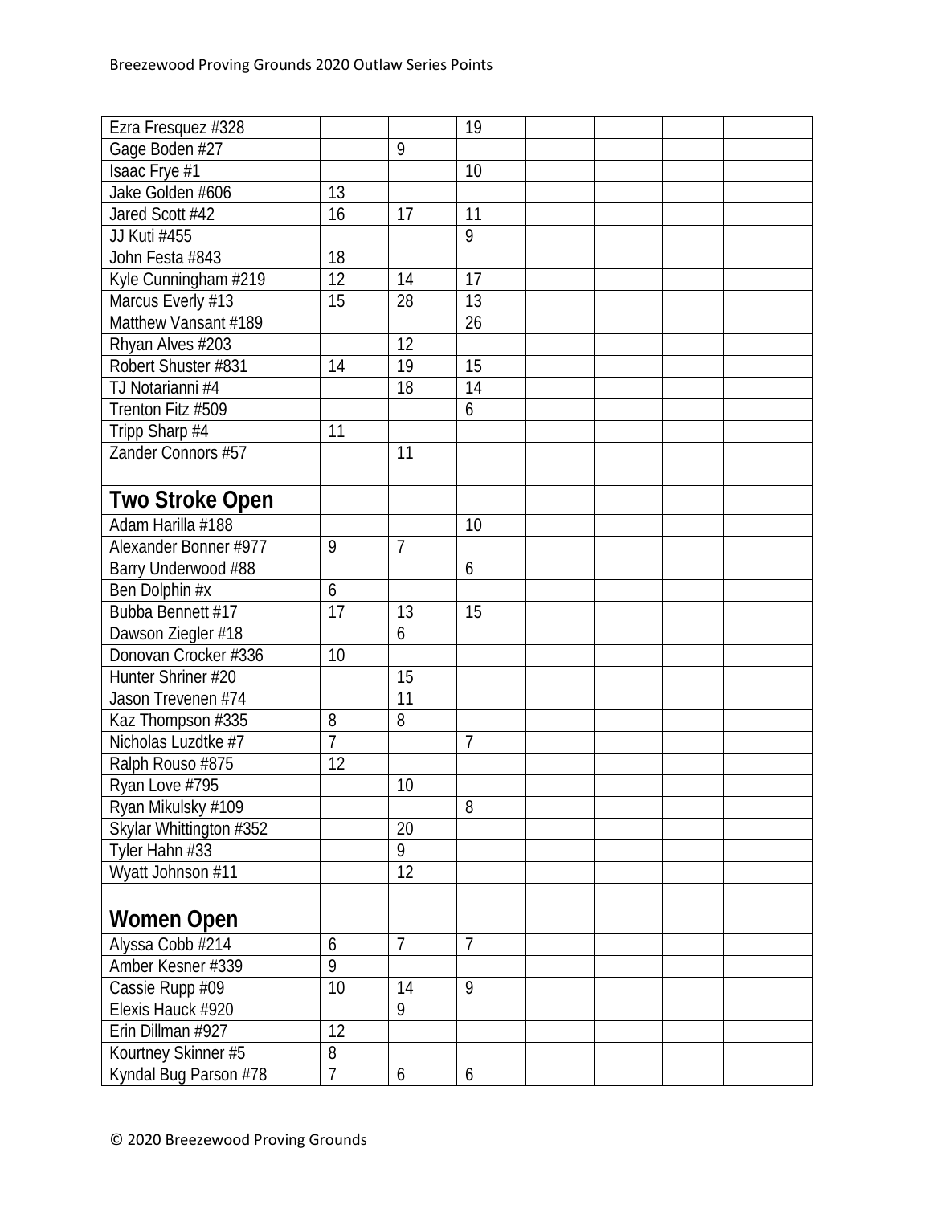| | | | | | | | |
|---|---|---|---|---|---|---|---|
| Ezra Fresquez #328 | | | 19 | | | | |
| Gage Boden #27 | | 9 | | | | | |
| Isaac Frye #1 | | | 10 | | | | |
| Jake Golden #606 | 13 | | | | | | |
| Jared Scott #42 | 16 | 17 | 11 | | | | |
| JJ Kuti #455 | | | 9 | | | | |
| John Festa #843 | 18 | | | | | | |
| Kyle Cunningham #219 | 12 | 14 | 17 | | | | |
| Marcus Everly #13 | 15 | 28 | 13 | | | | |
| Matthew Vansant #189 | | | 26 | | | | |
| Rhyan Alves #203 | | 12 | | | | | |
| Robert Shuster #831 | 14 | 19 | 15 | | | | |
| TJ Notarianni #4 | | 18 | 14 | | | | |
| Trenton Fitz #509 | | | 6 | | | | |
| Tripp Sharp #4 | 11 | | | | | | |
| Zander Connors #57 | | 11 | | | | | |
| | | | | | | | |
| **Two Stroke Open** | | | | | | | |
| Adam Harilla #188 | | | 10 | | | | |
| Alexander Bonner #977 | 9 | 7 | | | | | |
| Barry Underwood #88 | | | 6 | | | | |
| Ben Dolphin #x | 6 | | | | | | |
| Bubba Bennett #17 | 17 | 13 | 15 | | | | |
| Dawson Ziegler #18 | | 6 | | | | | |
| Donovan Crocker #336 | 10 | | | | | | |
| Hunter Shriner #20 | | 15 | | | | | |
| Jason Trevenen #74 | | 11 | | | | | |
| Kaz Thompson #335 | 8 | 8 | | | | | |
| Nicholas Luzdtke #7 | 7 | | 7 | | | | |
| Ralph Rouso #875 | 12 | | | | | | |
| Ryan Love #795 | | 10 | | | | | |
| Ryan Mikulsky #109 | | | 8 | | | | |
| Skylar Whittington #352 | | 20 | | | | | |
| Tyler Hahn #33 | | 9 | | | | | |
| Wyatt Johnson #11 | | 12 | | | | | |
| | | | | | | | |
| **Women Open** | | | | | | | |
| Alyssa Cobb #214 | 6 | 7 | 7 | | | | |
| Amber Kesner #339 | 9 | | | | | | |
| Cassie Rupp #09 | 10 | 14 | 9 | | | | |
| Elexis Hauck #920 | | 9 | | | | | |
| Erin Dillman #927 | 12 | | | | | | |
| Kourtney Skinner #5 | 8 | | | | | | |
| Kyndal Bug Parson #78 | 7 | 6 | 6 | | | | |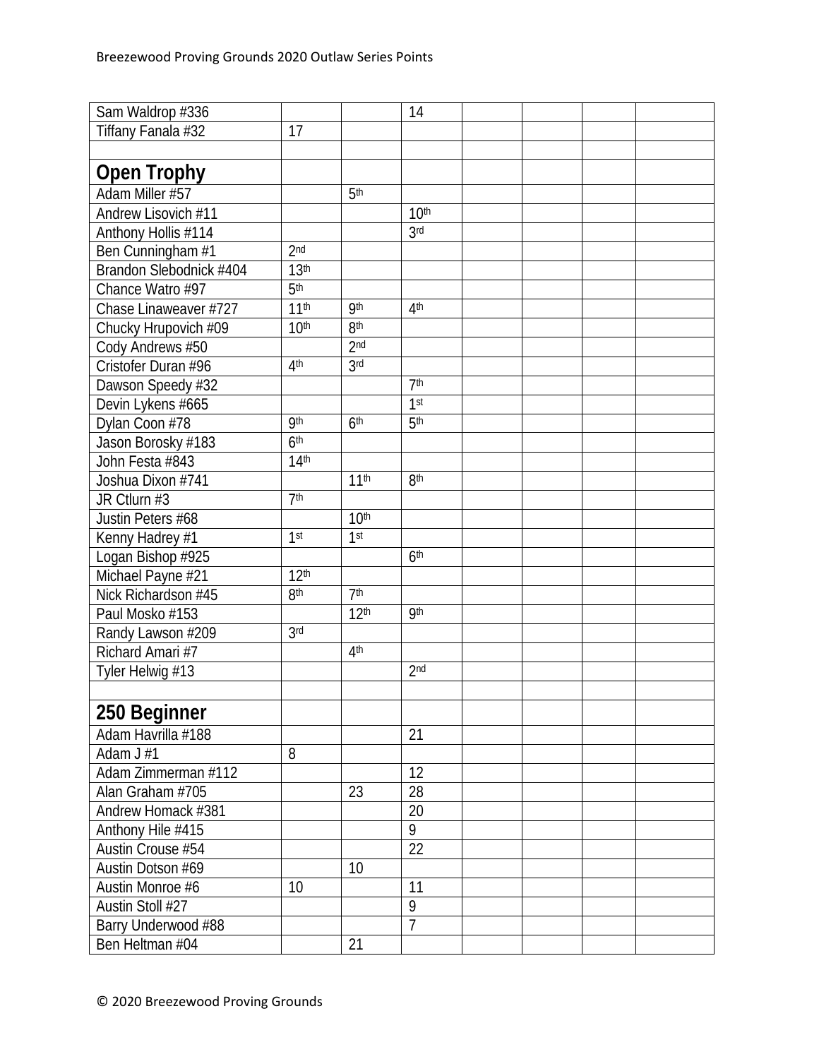| | | | | | | | |
|---|---|---|---|---|---|---|---|
| Sam Waldrop #336 | | | 14 | | | | |
| Tiffany Fanala #32 | 17 | | | | | | |
| | | | | | | | |
| **Open Trophy** | | | | | | | |
| Adam Miller #57 | | 5th | | | | | |
| Andrew Lisovich #11 | | | 10th | | | | |
| Anthony Hollis #114 | | | 3rd | | | | |
| Ben Cunningham #1 | 2nd | | | | | | |
| Brandon Slebodnick #404 | 13th | | | | | | |
| Chance Watro #97 | 5th | | | | | | |
| Chase Linaweaver #727 | 11th | 9th | 4th | | | | |
| Chucky Hrupovich #09 | 10th | 8th | | | | | |
| Cody Andrews #50 | | 2nd | | | | | |
| Cristofer Duran #96 | 4th | 3rd | | | | | |
| Dawson Speedy #32 | | | 7th | | | | |
| Devin Lykens #665 | | | 1st | | | | |
| Dylan Coon #78 | 9th | 6th | 5th | | | | |
| Jason Borosky #183 | 6th | | | | | | |
| John Festa #843 | 14th | | | | | | |
| Joshua Dixon #741 | | 11th | 8th | | | | |
| JR Ctlurn #3 | 7th | | | | | | |
| Justin Peters #68 | | 10th | | | | | |
| Kenny Hadrey #1 | 1st | 1st | | | | | |
| Logan Bishop #925 | | | 6th | | | | |
| Michael Payne #21 | 12th | | | | | | |
| Nick Richardson #45 | 8th | 7th | | | | | |
| Paul Mosko #153 | | 12th | 9th | | | | |
| Randy Lawson #209 | 3rd | | | | | | |
| Richard Amari #7 | | 4th | | | | | |
| Tyler Helwig #13 | | | 2nd | | | | |
| | | | | | | | |
| **250 Beginner** | | | | | | | |
| Adam Havrilla #188 | | | 21 | | | | |
| Adam J #1 | 8 | | | | | | |
| Adam Zimmerman #112 | | | 12 | | | | |
| Alan Graham #705 | | 23 | 28 | | | | |
| Andrew Homack #381 | | | 20 | | | | |
| Anthony Hile #415 | | | 9 | | | | |
| Austin Crouse #54 | | | 22 | | | | |
| Austin Dotson #69 | | 10 | | | | | |
| Austin Monroe #6 | 10 | | 11 | | | | |
| Austin Stoll #27 | | | 9 | | | | |
| Barry Underwood #88 | | | 7 | | | | |
| Ben Heltman #04 | | 21 | | | | | |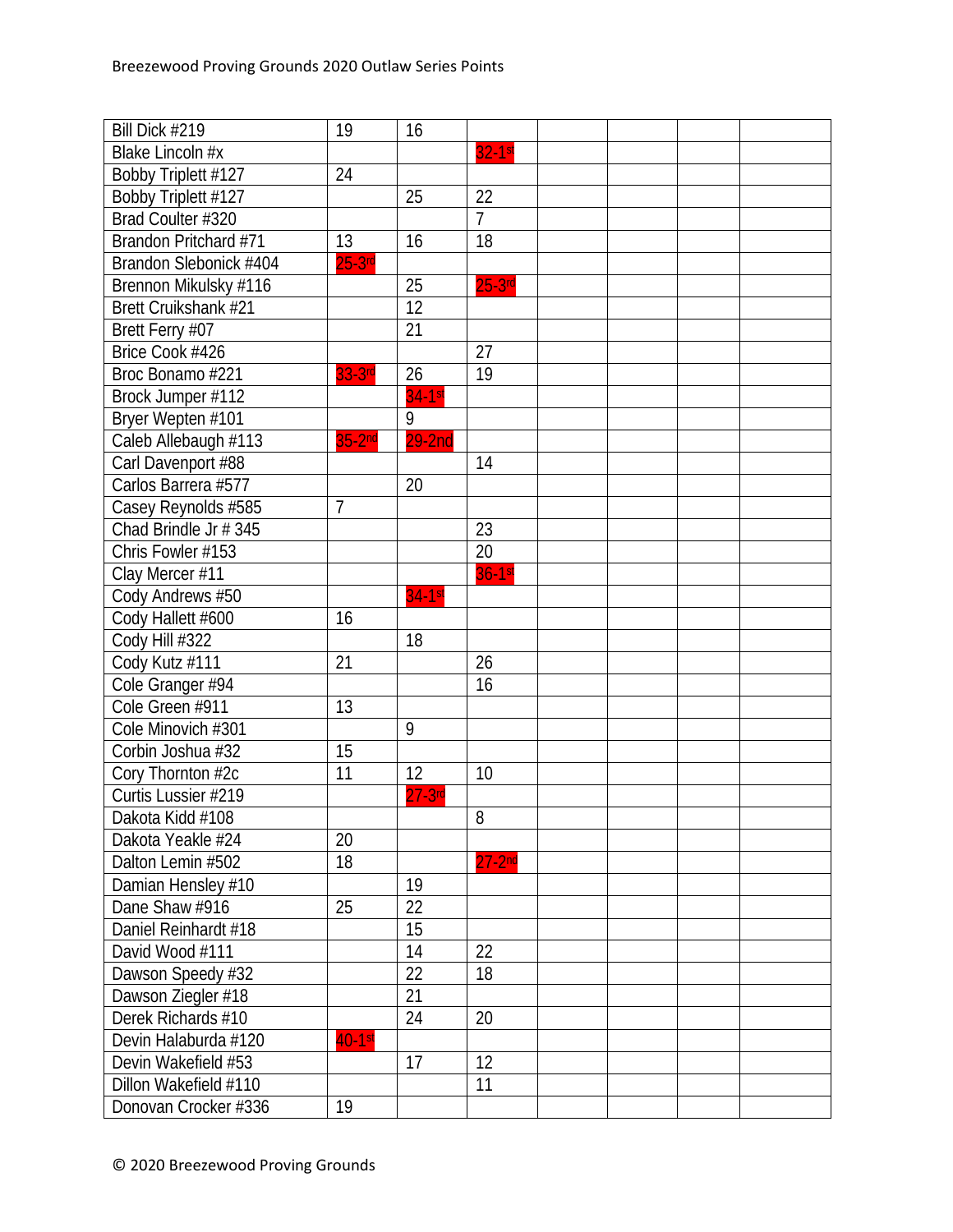| | | | | | | | |
|---|---|---|---|---|---|---|---|
| Bill Dick #219 | 19 | 16 | | | | | |
| Blake Lincoln #x | | | 32-1st | | | | |
| Bobby Triplett #127 | 24 | | | | | | |
| Bobby Triplett #127 | | 25 | 22 | | | | |
| Brad Coulter #320 | | | 7 | | | | |
| Brandon Pritchard #71 | 13 | 16 | 18 | | | | |
| Brandon Slebonick #404 | 25-3rd | | | | | | |
| Brennon Mikulsky #116 | | 25 | 25-3rd | | | | |
| Brett Cruikshank #21 | | 12 | | | | | |
| Brett Ferry #07 | | 21 | | | | | |
| Brice Cook #426 | | | 27 | | | | |
| Broc Bonamo #221 | 33-3rd | 26 | 19 | | | | |
| Brock Jumper #112 | | 34-1st | | | | | |
| Bryer Wepten #101 | | 9 | | | | | |
| Caleb Allebaugh #113 | 35-2nd | 29-2nd | | | | | |
| Carl Davenport #88 | | | 14 | | | | |
| Carlos Barrera #577 | | 20 | | | | | |
| Casey Reynolds #585 | 7 | | | | | | |
| Chad Brindle Jr # 345 | | | 23 | | | | |
| Chris Fowler #153 | | | 20 | | | | |
| Clay Mercer #11 | | | 36-1st | | | | |
| Cody Andrews #50 | | 34-1st | | | | | |
| Cody Hallett #600 | 16 | | | | | | |
| Cody Hill #322 | | 18 | | | | | |
| Cody Kutz #111 | 21 | | 26 | | | | |
| Cole Granger #94 | | | 16 | | | | |
| Cole Green #911 | 13 | | | | | | |
| Cole Minovich #301 | | 9 | | | | | |
| Corbin Joshua #32 | 15 | | | | | | |
| Cory Thornton #2c | 11 | 12 | 10 | | | | |
| Curtis Lussier #219 | | 27-3rd | | | | | |
| Dakota Kidd #108 | | | 8 | | | | |
| Dakota Yeakle #24 | 20 | | | | | | |
| Dalton Lemin #502 | 18 | | 27-2nd | | | | |
| Damian Hensley #10 | | 19 | | | | | |
| Dane Shaw #916 | 25 | 22 | | | | | |
| Daniel Reinhardt #18 | | 15 | | | | | |
| David Wood #111 | | 14 | 22 | | | | |
| Dawson Speedy #32 | | 22 | 18 | | | | |
| Dawson Ziegler #18 | | 21 | | | | | |
| Derek Richards #10 | | 24 | 20 | | | | |
| Devin Halaburda #120 | 40-1st | | | | | | |
| Devin Wakefield #53 | | 17 | 12 | | | | |
| Dillon Wakefield #110 | | | 11 | | | | |
| Donovan Crocker #336 | 19 | | | | | | |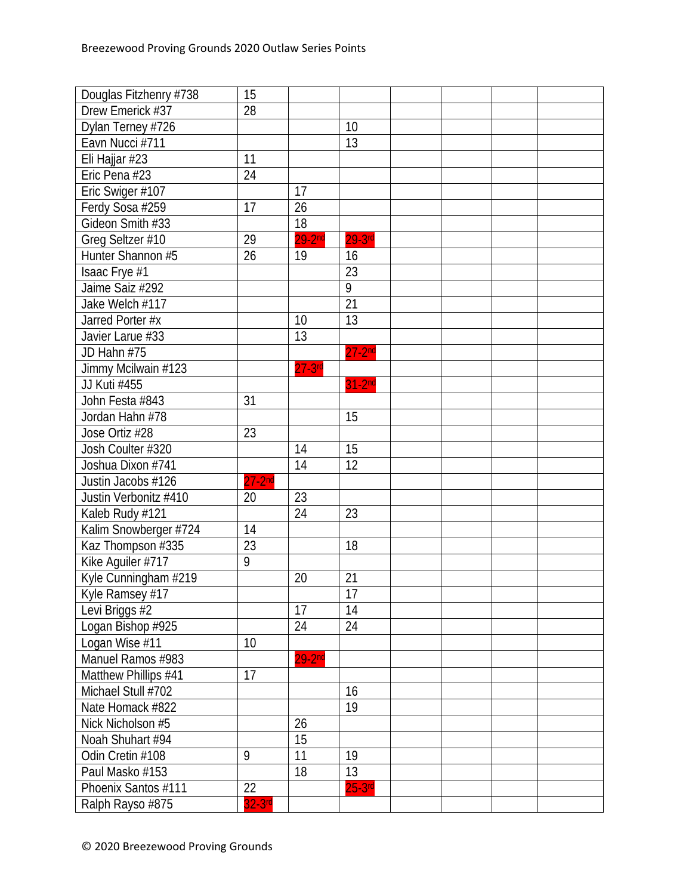| Douglas Fitzhenry #738 | 15 | | | | | | |
|---|---|---|---|---|---|---|---|
| Drew Emerick #37 | 28 | | | | | | |
| Dylan Terney #726 | | | 10 | | | | |
| Eavn Nucci #711 | | | 13 | | | | |
| Eli Hajjar #23 | 11 | | | | | | |
| Eric Pena #23 | 24 | | | | | | |
| Eric Swiger #107 | | 17 | | | | | |
| Ferdy Sosa #259 | 17 | 26 | | | | | |
| Gideon Smith #33 | | 18 | | | | | |
| Greg Seltzer #10 | 29 | 29-2nd | 29-3rd | | | | |
| Hunter Shannon #5 | 26 | 19 | 16 | | | | |
| Isaac Frye #1 | | | 23 | | | | |
| Jaime Saiz #292 | | | 9 | | | | |
| Jake Welch #117 | | | 21 | | | | |
| Jarred Porter #x | | 10 | 13 | | | | |
| Javier Larue #33 | | 13 | | | | | |
| JD Hahn #75 | | | 27-2nd | | | | |
| Jimmy Mcilwain #123 | | 27-3rd | | | | | |
| JJ Kuti #455 | | | 31-2nd | | | | |
| John Festa #843 | 31 | | | | | | |
| Jordan Hahn #78 | | | 15 | | | | |
| Jose Ortiz #28 | 23 | | | | | | |
| Josh Coulter #320 | | 14 | 15 | | | | |
| Joshua Dixon #741 | | 14 | 12 | | | | |
| Justin Jacobs #126 | 27-2nd | | | | | | |
| Justin Verbonitz #410 | 20 | 23 | | | | | |
| Kaleb Rudy #121 | | 24 | 23 | | | | |
| Kalim Snowberger #724 | 14 | | | | | | |
| Kaz Thompson #335 | 23 | | 18 | | | | |
| Kike Aguiler #717 | 9 | | | | | | |
| Kyle Cunningham #219 | | 20 | 21 | | | | |
| Kyle Ramsey #17 | | | 17 | | | | |
| Levi Briggs #2 | | 17 | 14 | | | | |
| Logan Bishop #925 | | 24 | 24 | | | | |
| Logan Wise #11 | 10 | | | | | | |
| Manuel Ramos #983 | | 29-2nd | | | | | |
| Matthew Phillips #41 | 17 | | | | | | |
| Michael Stull #702 | | | 16 | | | | |
| Nate Homack #822 | | | 19 | | | | |
| Nick Nicholson #5 | | 26 | | | | | |
| Noah Shuhart #94 | | 15 | | | | | |
| Odin Cretin #108 | 9 | 11 | 19 | | | | |
| Paul Masko #153 | | 18 | 13 | | | | |
| Phoenix Santos #111 | 22 | | 25-3rd | | | | |
| Ralph Rayso #875 | 32-3rd | | | | | | |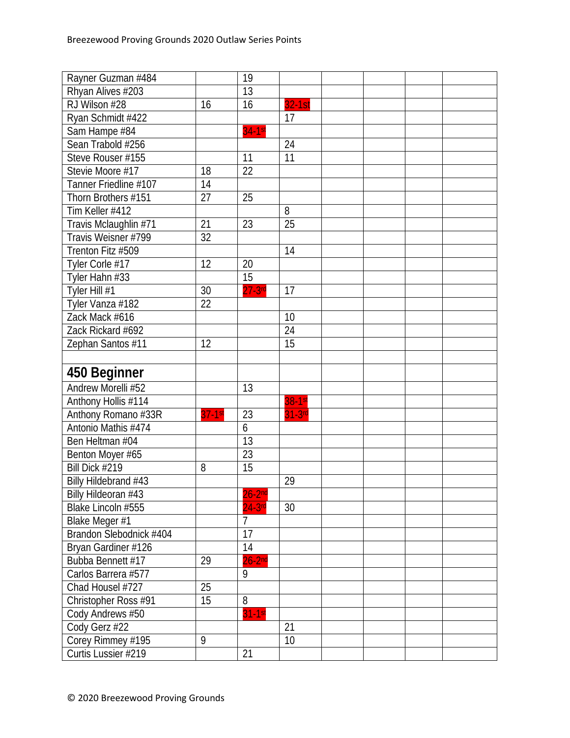| | | | | | | | |
|---|---|---|---|---|---|---|---|
| Rayner Guzman #484 | | 19 | | | | | |
| Rhyan Alives #203 | | 13 | | | | | |
| RJ Wilson #28 | 16 | 16 | 32-1st | | | | |
| Ryan Schmidt #422 | | | 17 | | | | |
| Sam Hampe #84 | | 34-1st | | | | | |
| Sean Trabold #256 | | | 24 | | | | |
| Steve Rouser #155 | | 11 | 11 | | | | |
| Stevie Moore #17 | 18 | 22 | | | | | |
| Tanner Friedline #107 | 14 | | | | | | |
| Thorn Brothers #151 | 27 | 25 | | | | | |
| Tim Keller #412 | | | 8 | | | | |
| Travis Mclaughlin #71 | 21 | 23 | 25 | | | | |
| Travis Weisner #799 | 32 | | | | | | |
| Trenton Fitz #509 | | | 14 | | | | |
| Tyler Corle #17 | 12 | 20 | | | | | |
| Tyler Hahn #33 | | 15 | | | | | |
| Tyler Hill #1 | 30 | 27-3rd | 17 | | | | |
| Tyler Vanza #182 | 22 | | | | | | |
| Zack Mack #616 | | | 10 | | | | |
| Zack Rickard #692 | | | 24 | | | | |
| Zephan Santos #11 | 12 | | 15 | | | | |
| | | | | | | | |
| **450 Beginner** | | | | | | | |
| Andrew Morelli #52 | | 13 | | | | | |
| Anthony Hollis #114 | | | 38-1st | | | | |
| Anthony Romano #33R | 37-1st | 23 | 31-3rd | | | | |
| Antonio Mathis #474 | | 6 | | | | | |
| Ben Heltman #04 | | 13 | | | | | |
| Benton Moyer #65 | | 23 | | | | | |
| Bill Dick #219 | 8 | 15 | | | | | |
| Billy Hildebrand #43 | | | 29 | | | | |
| Billy Hildeoran #43 | | 26-2nd | | | | | |
| Blake Lincoln #555 | | 24-3rd | 30 | | | | |
| Blake Meger #1 | | 7 | | | | | |
| Brandon Slebodnick #404 | | 17 | | | | | |
| Bryan Gardiner #126 | | 14 | | | | | |
| Bubba Bennett #17 | 29 | 26-2nd | | | | | |
| Carlos Barrera #577 | | 9 | | | | | |
| Chad Housel #727 | 25 | | | | | | |
| Christopher Ross #91 | 15 | 8 | | | | | |
| Cody Andrews #50 | | 31-1st | | | | | |
| Cody Gerz #22 | | | 21 | | | | |
| Corey Rimmey #195 | 9 | | 10 | | | | |
| Curtis Lussier #219 | | 21 | | | | | |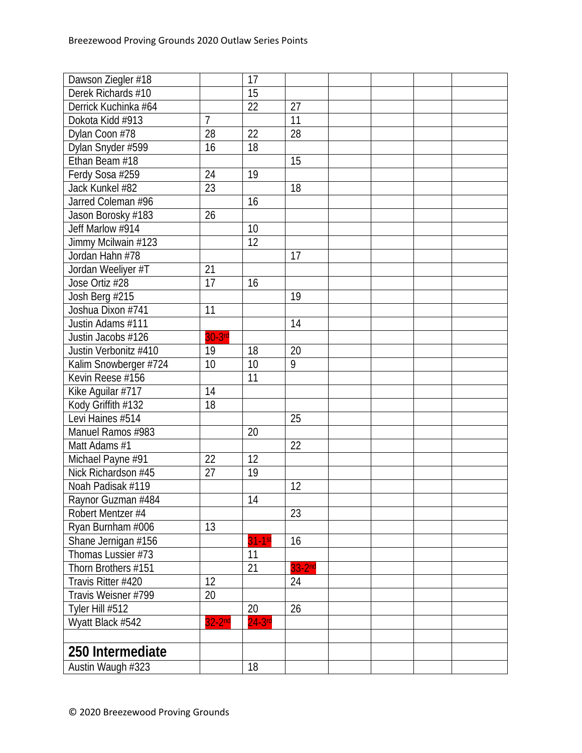| | | | | | | | |
|---|---|---|---|---|---|---|---|
| Dawson Ziegler #18 | | 17 | | | | | |
| Derek Richards #10 | | 15 | | | | | |
| Derrick Kuchinka #64 | | 22 | 27 | | | | |
| Dokota Kidd #913 | 7 | | 11 | | | | |
| Dylan Coon #78 | 28 | 22 | 28 | | | | |
| Dylan Snyder #599 | 16 | 18 | | | | | |
| Ethan Beam #18 | | | 15 | | | | |
| Ferdy Sosa #259 | 24 | 19 | | | | | |
| Jack Kunkel #82 | 23 | | 18 | | | | |
| Jarred Coleman #96 | | 16 | | | | | |
| Jason Borosky #183 | 26 | | | | | | |
| Jeff Marlow #914 | | 10 | | | | | |
| Jimmy Mcilwain #123 | | 12 | | | | | |
| Jordan Hahn #78 | | | 17 | | | | |
| Jordan Weeliyer #T | 21 | | | | | | |
| Jose Ortiz #28 | 17 | 16 | | | | | |
| Josh Berg #215 | | | 19 | | | | |
| Joshua Dixon #741 | 11 | | | | | | |
| Justin Adams #111 | | | 14 | | | | |
| Justin Jacobs #126 | 30-3rd | | | | | | |
| Justin Verbonitz #410 | 19 | 18 | 20 | | | | |
| Kalim Snowberger #724 | 10 | 10 | 9 | | | | |
| Kevin Reese #156 | | 11 | | | | | |
| Kike Aguilar #717 | 14 | | | | | | |
| Kody Griffith #132 | 18 | | | | | | |
| Levi Haines #514 | | | 25 | | | | |
| Manuel Ramos #983 | | 20 | | | | | |
| Matt Adams #1 | | | 22 | | | | |
| Michael Payne #91 | 22 | 12 | | | | | |
| Nick Richardson #45 | 27 | 19 | | | | | |
| Noah Padisak #119 | | | 12 | | | | |
| Raynor Guzman #484 | | 14 | | | | | |
| Robert Mentzer #4 | | | 23 | | | | |
| Ryan Burnham #006 | 13 | | | | | | |
| Shane Jernigan #156 | | 31-1st | 16 | | | | |
| Thomas Lussier #73 | | 11 | | | | | |
| Thorn Brothers #151 | | 21 | 33-2nd | | | | |
| Travis Ritter #420 | 12 | | 24 | | | | |
| Travis Weisner #799 | 20 | | | | | | |
| Tyler Hill #512 | | 20 | 26 | | | | |
| Wyatt Black #542 | 32-2nd | 24-3rd | | | | | |
| | | | | | | | |
| **250 Intermediate** | | | | | | | |
| Austin Waugh #323 | | 18 | | | | | |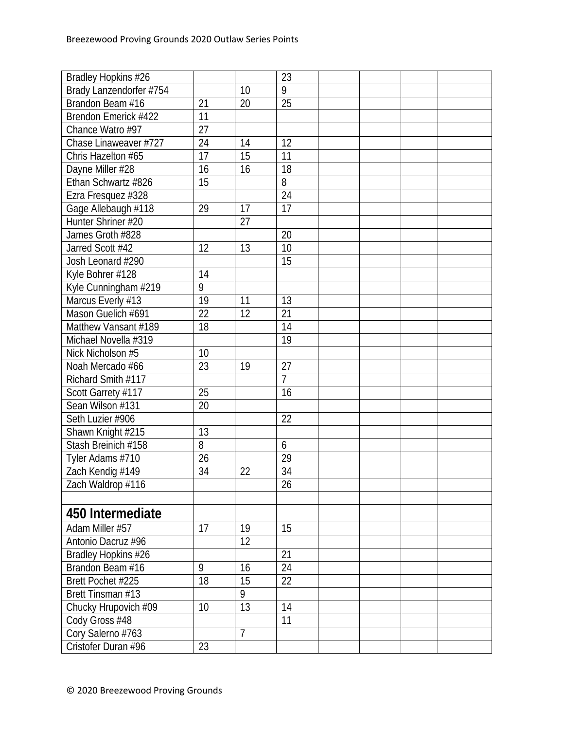| | | | | | | | |
|---|---|---|---|---|---|---|---|
| Bradley Hopkins #26 | | | 23 | | | | |
| Brady Lanzendorfer #754 | | 10 | 9 | | | | |
| Brandon Beam #16 | 21 | 20 | 25 | | | | |
| Brendon Emerick #422 | 11 | | | | | | |
| Chance Watro #97 | 27 | | | | | | |
| Chase Linaweaver #727 | 24 | 14 | 12 | | | | |
| Chris Hazelton #65 | 17 | 15 | 11 | | | | |
| Dayne Miller #28 | 16 | 16 | 18 | | | | |
| Ethan Schwartz #826 | 15 | | 8 | | | | |
| Ezra Fresquez #328 | | | 24 | | | | |
| Gage Allebaugh #118 | 29 | 17 | 17 | | | | |
| Hunter Shriner #20 | | 27 | | | | | |
| James Groth #828 | | | 20 | | | | |
| Jarred Scott #42 | 12 | 13 | 10 | | | | |
| Josh Leonard #290 | | | 15 | | | | |
| Kyle Bohrer #128 | 14 | | | | | | |
| Kyle Cunningham #219 | 9 | | | | | | |
| Marcus Everly #13 | 19 | 11 | 13 | | | | |
| Mason Guelich #691 | 22 | 12 | 21 | | | | |
| Matthew Vansant #189 | 18 | | 14 | | | | |
| Michael Novella #319 | | | 19 | | | | |
| Nick Nicholson #5 | 10 | | | | | | |
| Noah Mercado #66 | 23 | 19 | 27 | | | | |
| Richard Smith #117 | | | 7 | | | | |
| Scott Garrety #117 | 25 | | 16 | | | | |
| Sean Wilson #131 | 20 | | | | | | |
| Seth Luzier #906 | | | 22 | | | | |
| Shawn Knight #215 | 13 | | | | | | |
| Stash Breinich #158 | 8 | | 6 | | | | |
| Tyler Adams #710 | 26 | | 29 | | | | |
| Zach Kendig #149 | 34 | 22 | 34 | | | | |
| Zach Waldrop #116 | | | 26 | | | | |
| | | | | | | | |
| **450 Intermediate** | | | | | | | |
| Adam Miller #57 | 17 | 19 | 15 | | | | |
| Antonio Dacruz #96 | | 12 | | | | | |
| Bradley Hopkins #26 | | | 21 | | | | |
| Brandon Beam #16 | 9 | 16 | 24 | | | | |
| Brett Pochet #225 | 18 | 15 | 22 | | | | |
| Brett Tinsman #13 | | 9 | | | | | |
| Chucky Hrupovich #09 | 10 | 13 | 14 | | | | |
| Cody Gross #48 | | | 11 | | | | |
| Cory Salerno #763 | | 7 | | | | | |
| Cristofer Duran #96 | 23 | | | | | | |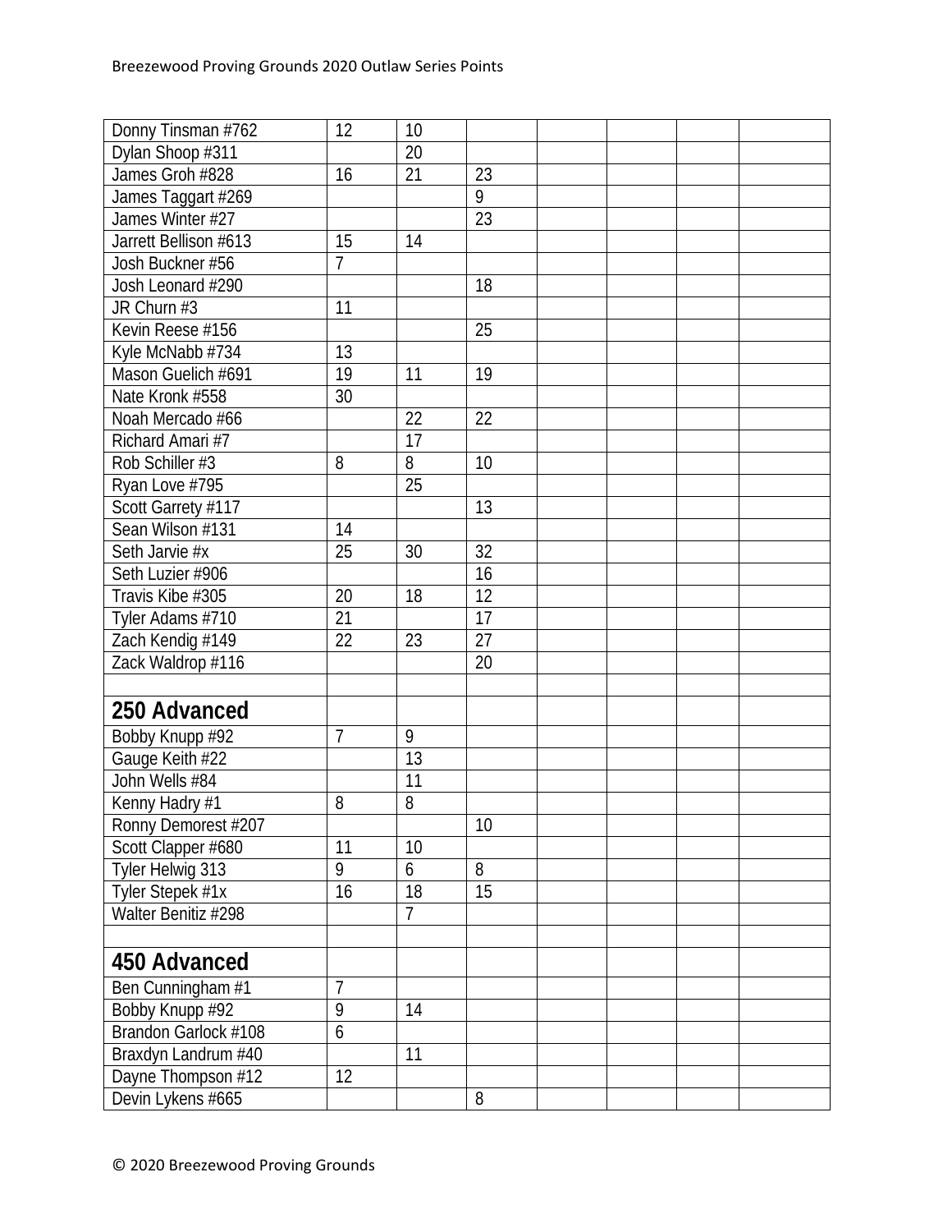| | | | | | | | |
|---|---|---|---|---|---|---|---|
| Donny Tinsman #762 | 12 | 10 | | | | | |
| Dylan Shoop #311 | | 20 | | | | | |
| James Groh #828 | 16 | 21 | 23 | | | | |
| James Taggart #269 | | | 9 | | | | |
| James Winter #27 | | | 23 | | | | |
| Jarrett Bellison #613 | 15 | 14 | | | | | |
| Josh Buckner #56 | 7 | | | | | | |
| Josh Leonard #290 | | | 18 | | | | |
| JR Churn #3 | 11 | | | | | | |
| Kevin Reese #156 | | | 25 | | | | |
| Kyle McNabb #734 | 13 | | | | | | |
| Mason Guelich #691 | 19 | 11 | 19 | | | | |
| Nate Kronk #558 | 30 | | | | | | |
| Noah Mercado #66 | | 22 | 22 | | | | |
| Richard Amari #7 | | 17 | | | | | |
| Rob Schiller #3 | 8 | 8 | 10 | | | | |
| Ryan Love #795 | | 25 | | | | | |
| Scott Garrety #117 | | | 13 | | | | |
| Sean Wilson #131 | 14 | | | | | | |
| Seth Jarvie #x | 25 | 30 | 32 | | | | |
| Seth Luzier #906 | | | 16 | | | | |
| Travis Kibe #305 | 20 | 18 | 12 | | | | |
| Tyler Adams #710 | 21 | | 17 | | | | |
| Zach Kendig #149 | 22 | 23 | 27 | | | | |
| Zack Waldrop #116 | | | 20 | | | | |
| | | | | | | | |
| **250 Advanced** | | | | | | | |
| Bobby Knupp #92 | 7 | 9 | | | | | |
| Gauge Keith #22 | | 13 | | | | | |
| John Wells #84 | | 11 | | | | | |
| Kenny Hadry #1 | 8 | 8 | | | | | |
| Ronny Demorest #207 | | | 10 | | | | |
| Scott Clapper #680 | 11 | 10 | | | | | |
| Tyler Helwig 313 | 9 | 6 | 8 | | | | |
| Tyler Stepek #1x | 16 | 18 | 15 | | | | |
| Walter Benitiz #298 | | 7 | | | | | |
| | | | | | | | |
| **450 Advanced** | | | | | | | |
| Ben Cunningham #1 | 7 | | | | | | |
| Bobby Knupp #92 | 9 | 14 | | | | | |
| Brandon Garlock #108 | 6 | | | | | | |
| Braxdyn Landrum #40 | | 11 | | | | | |
| Dayne Thompson #12 | 12 | | | | | | |
| Devin Lykens #665 | | | 8 | | | | |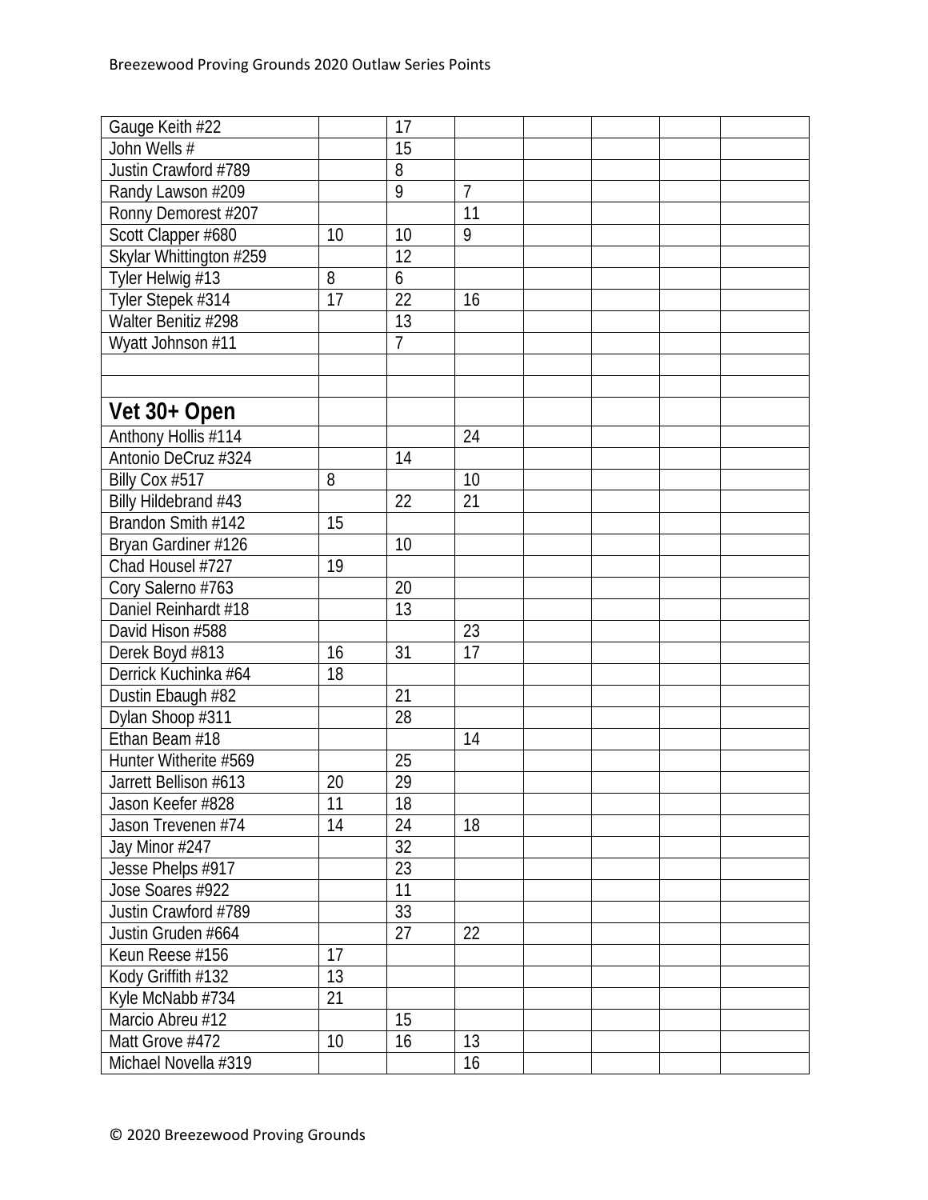| | | | | | | | |
|---|---|---|---|---|---|---|---|
| Gauge Keith #22 | | 17 | | | | | |
| John Wells # | | 15 | | | | | |
| Justin Crawford #789 | | 8 | | | | | |
| Randy Lawson #209 | | 9 | 7 | | | | |
| Ronny Demorest #207 | | | 11 | | | | |
| Scott Clapper #680 | 10 | 10 | 9 | | | | |
| Skylar Whittington #259 | | 12 | | | | | |
| Tyler Helwig #13 | 8 | 6 | | | | | |
| Tyler Stepek #314 | 17 | 22 | 16 | | | | |
| Walter Benitiz #298 | | 13 | | | | | |
| Wyatt Johnson #11 | | 7 | | | | | |
| | | | | | | | |
| | | | | | | | |
| **Vet 30+ Open** | | | | | | | |
| Anthony Hollis #114 | | | 24 | | | | |
| Antonio DeCruz #324 | | 14 | | | | | |
| Billy Cox #517 | 8 | | 10 | | | | |
| Billy Hildebrand #43 | | 22 | 21 | | | | |
| Brandon Smith #142 | 15 | | | | | | |
| Bryan Gardiner #126 | | 10 | | | | | |
| Chad Housel #727 | 19 | | | | | | |
| Cory Salerno #763 | | 20 | | | | | |
| Daniel Reinhardt #18 | | 13 | | | | | |
| David Hison #588 | | | 23 | | | | |
| Derek Boyd #813 | 16 | 31 | 17 | | | | |
| Derrick Kuchinka #64 | 18 | | | | | | |
| Dustin Ebaugh #82 | | 21 | | | | | |
| Dylan Shoop #311 | | 28 | | | | | |
| Ethan Beam #18 | | | 14 | | | | |
| Hunter Witherite #569 | | 25 | | | | | |
| Jarrett Bellison #613 | 20 | 29 | | | | | |
| Jason Keefer #828 | 11 | 18 | | | | | |
| Jason Trevenen #74 | 14 | 24 | 18 | | | | |
| Jay Minor #247 | | 32 | | | | | |
| Jesse Phelps #917 | | 23 | | | | | |
| Jose Soares #922 | | 11 | | | | | |
| Justin Crawford #789 | | 33 | | | | | |
| Justin Gruden #664 | | 27 | 22 | | | | |
| Keun Reese #156 | 17 | | | | | | |
| Kody Griffith #132 | 13 | | | | | | |
| Kyle McNabb #734 | 21 | | | | | | |
| Marcio Abreu #12 | | 15 | | | | | |
| Matt Grove #472 | 10 | 16 | 13 | | | | |
| Michael Novella #319 | | | 16 | | | | |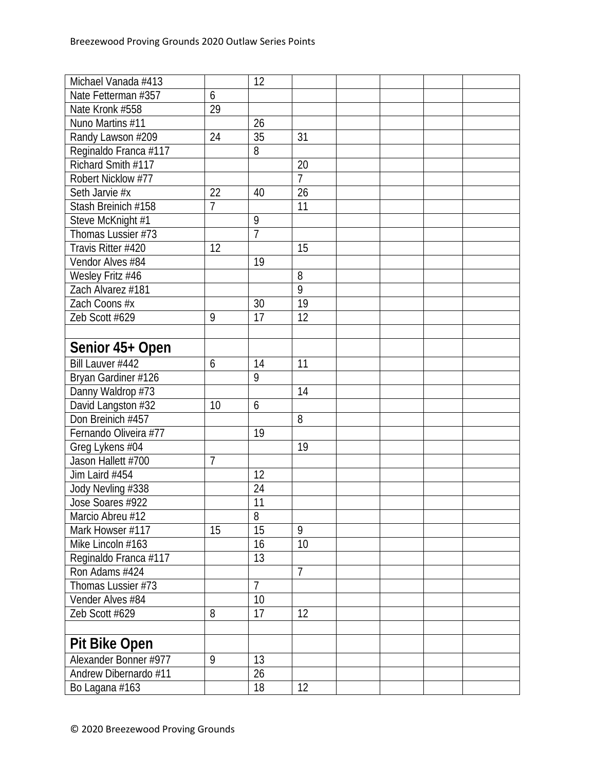| | | | | | | | |
|---|---|---|---|---|---|---|---|
| Michael Vanada #413 | | 12 | | | | | |
| Nate Fetterman #357 | 6 | | | | | | |
| Nate Kronk #558 | 29 | | | | | | |
| Nuno Martins #11 | | 26 | | | | | |
| Randy Lawson #209 | 24 | 35 | 31 | | | | |
| Reginaldo Franca #117 | | 8 | | | | | |
| Richard Smith #117 | | | 20 | | | | |
| Robert Nicklow #77 | | | 7 | | | | |
| Seth Jarvie #x | 22 | 40 | 26 | | | | |
| Stash Breinich #158 | 7 | | 11 | | | | |
| Steve McKnight #1 | | 9 | | | | | |
| Thomas Lussier #73 | | 7 | | | | | |
| Travis Ritter #420 | 12 | | 15 | | | | |
| Vendor Alves #84 | | 19 | | | | | |
| Wesley Fritz #46 | | | 8 | | | | |
| Zach Alvarez #181 | | | 9 | | | | |
| Zach Coons #x | | 30 | 19 | | | | |
| Zeb Scott #629 | 9 | 17 | 12 | | | | |
| | | | | | | | |
| **Senior 45+ Open** | | | | | | | |
| Bill Lauver #442 | 6 | 14 | 11 | | | | |
| Bryan Gardiner #126 | | 9 | | | | | |
| Danny Waldrop #73 | | | 14 | | | | |
| David Langston #32 | 10 | 6 | | | | | |
| Don Breinich #457 | | | 8 | | | | |
| Fernando Oliveira #77 | | 19 | | | | | |
| Greg Lykens #04 | | | 19 | | | | |
| Jason Hallett #700 | 7 | | | | | | |
| Jim Laird #454 | | 12 | | | | | |
| Jody Nevling #338 | | 24 | | | | | |
| Jose Soares #922 | | 11 | | | | | |
| Marcio Abreu #12 | | 8 | | | | | |
| Mark Howser #117 | 15 | 15 | 9 | | | | |
| Mike Lincoln #163 | | 16 | 10 | | | | |
| Reginaldo Franca #117 | | 13 | | | | | |
| Ron Adams #424 | | | 7 | | | | |
| Thomas Lussier #73 | | 7 | | | | | |
| Vender Alves #84 | | 10 | | | | | |
| Zeb Scott #629 | 8 | 17 | 12 | | | | |
| | | | | | | | |
| **Pit Bike Open** | | | | | | | |
| Alexander Bonner #977 | 9 | 13 | | | | | |
| Andrew Dibernardo #11 | | 26 | | | | | |
| Bo Lagana #163 | | 18 | 12 | | | | |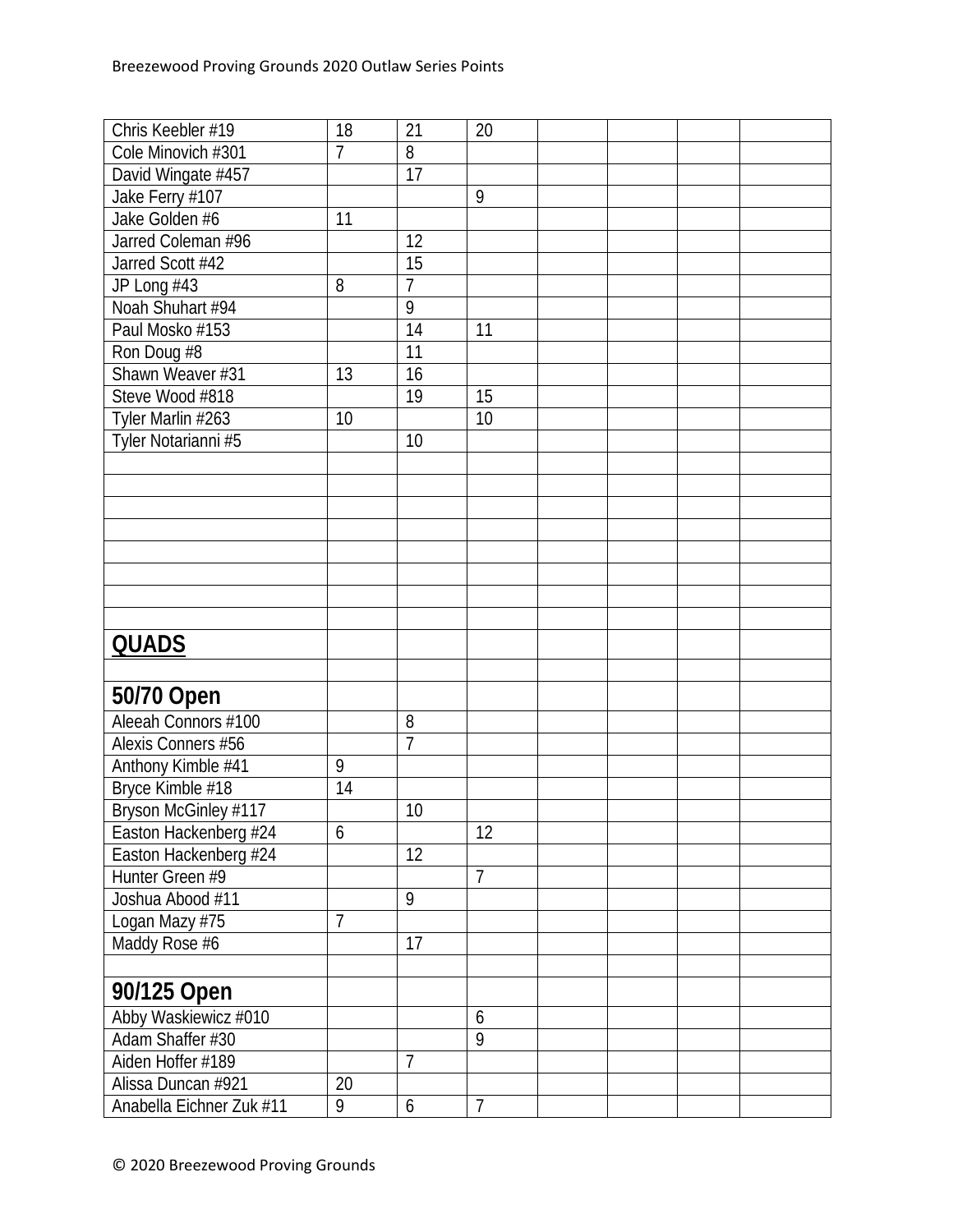| | | | | | | | |
|---|---|---|---|---|---|---|---|
| Chris Keebler #19 | 18 | 21 | 20 | | | | |
| Cole Minovich #301 | 7 | 8 | | | | | |
| David Wingate #457 | | 17 | | | | | |
| Jake Ferry #107 | | | 9 | | | | |
| Jake Golden #6 | 11 | | | | | | |
| Jarred Coleman #96 | | 12 | | | | | |
| Jarred Scott #42 | | 15 | | | | | |
| JP Long #43 | 8 | 7 | | | | | |
| Noah Shuhart #94 | | 9 | | | | | |
| Paul Mosko #153 | | 14 | 11 | | | | |
| Ron Doug #8 | | 11 | | | | | |
| Shawn Weaver #31 | 13 | 16 | | | | | |
| Steve Wood #818 | | 19 | 15 | | | | |
| Tyler Marlin #263 | 10 | | 10 | | | | |
| Tyler Notarianni #5 | | 10 | | | | | |
| | | | | | | | |
| | | | | | | | |
| | | | | | | | |
| | | | | | | | |
| | | | | | | | |
| | | | | | | | |
| | | | | | | | |
| | | | | | | | |
| **QUADS** | | | | | | | |
| | | | | | | | |
| **50/70 Open** | | | | | | | |
| Aleeah Connors #100 | | 8 | | | | | |
| Alexis Conners #56 | | 7 | | | | | |
| Anthony Kimble #41 | 9 | | | | | | |
| Bryce Kimble #18 | 14 | | | | | | |
| Bryson McGinley #117 | | 10 | | | | | |
| Easton Hackenberg #24 | 6 | | 12 | | | | |
| Easton Hackenberg #24 | | 12 | | | | | |
| Hunter Green #9 | | | 7 | | | | |
| Joshua Abood #11 | | 9 | | | | | |
| Logan Mazy #75 | 7 | | | | | | |
| Maddy Rose #6 | | 17 | | | | | |
| | | | | | | | |
| **90/125 Open** | | | | | | | |
| Abby Waskiewicz #010 | | | 6 | | | | |
| Adam Shaffer #30 | | | 9 | | | | |
| Aiden Hoffer #189 | | 7 | | | | | |
| Alissa Duncan #921 | 20 | | | | | | |
| Anabella Eichner Zuk #11 | 9 | 6 | 7 | | | | |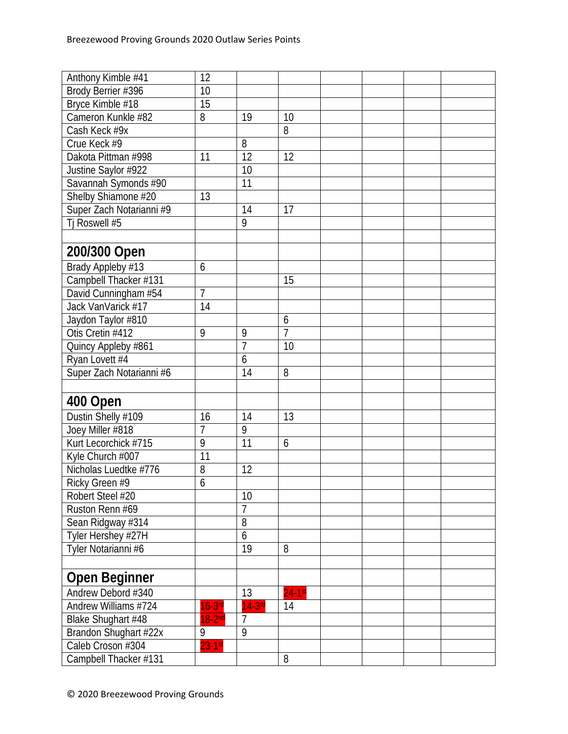| | | | | | | | |
|---|---|---|---|---|---|---|---|
| Anthony Kimble #41 | 12 | | | | | | |
| Brody Berrier #396 | 10 | | | | | | |
| Bryce Kimble #18 | 15 | | | | | | |
| Cameron Kunkle #82 | 8 | 19 | 10 | | | | |
| Cash Keck #9x | | | 8 | | | | |
| Crue Keck #9 | | 8 | | | | | |
| Dakota Pittman #998 | 11 | 12 | 12 | | | | |
| Justine Saylor #922 | | 10 | | | | | |
| Savannah Symonds #90 | | 11 | | | | | |
| Shelby Shiamone #20 | 13 | | | | | | |
| Super Zach Notarianni #9 | | 14 | 17 | | | | |
| Tj Roswell #5 | | 9 | | | | | |
| | | | | | | | |
| **200/300 Open** | | | | | | | |
| Brady Appleby #13 | 6 | | | | | | |
| Campbell Thacker #131 | | | 15 | | | | |
| David Cunningham #54 | 7 | | | | | | |
| Jack VanVarick #17 | 14 | | | | | | |
| Jaydon Taylor #810 | | | 6 | | | | |
| Otis Cretin #412 | 9 | 9 | 7 | | | | |
| Quincy Appleby #861 | | 7 | 10 | | | | |
| Ryan Lovett #4 | | 6 | | | | | |
| Super Zach Notarianni #6 | | 14 | 8 | | | | |
| | | | | | | | |
| **400 Open** | | | | | | | |
| Dustin Shelly #109 | 16 | 14 | 13 | | | | |
| Joey Miller #818 | 7 | 9 | | | | | |
| Kurt Lecorchick #715 | 9 | 11 | 6 | | | | |
| Kyle Church #007 | 11 | | | | | | |
| Nicholas Luedtke #776 | 8 | 12 | | | | | |
| Ricky Green #9 | 6 | | | | | | |
| Robert Steel #20 | | 10 | | | | | |
| Ruston Renn #69 | | 7 | | | | | |
| Sean Ridgway #314 | | 8 | | | | | |
| Tyler Hershey #27H | | 6 | | | | | |
| Tyler Notarianni #6 | | 19 | 8 | | | | |
| | | | | | | | |
| **Open Beginner** | | | | | | | |
| Andrew Debord #340 | | 13 | 24-1st | | | | |
| Andrew Williams #724 | 16-3rd | 14-3rd | 14 | | | | |
| Blake Shughart #48 | 18-2nd | 7 | | | | | |
| Brandon Shughart #22x | 9 | 9 | | | | | |
| Caleb Croson #304 | 23-1st | | | | | | |
| Campbell Thacker #131 | | | 8 | | | | |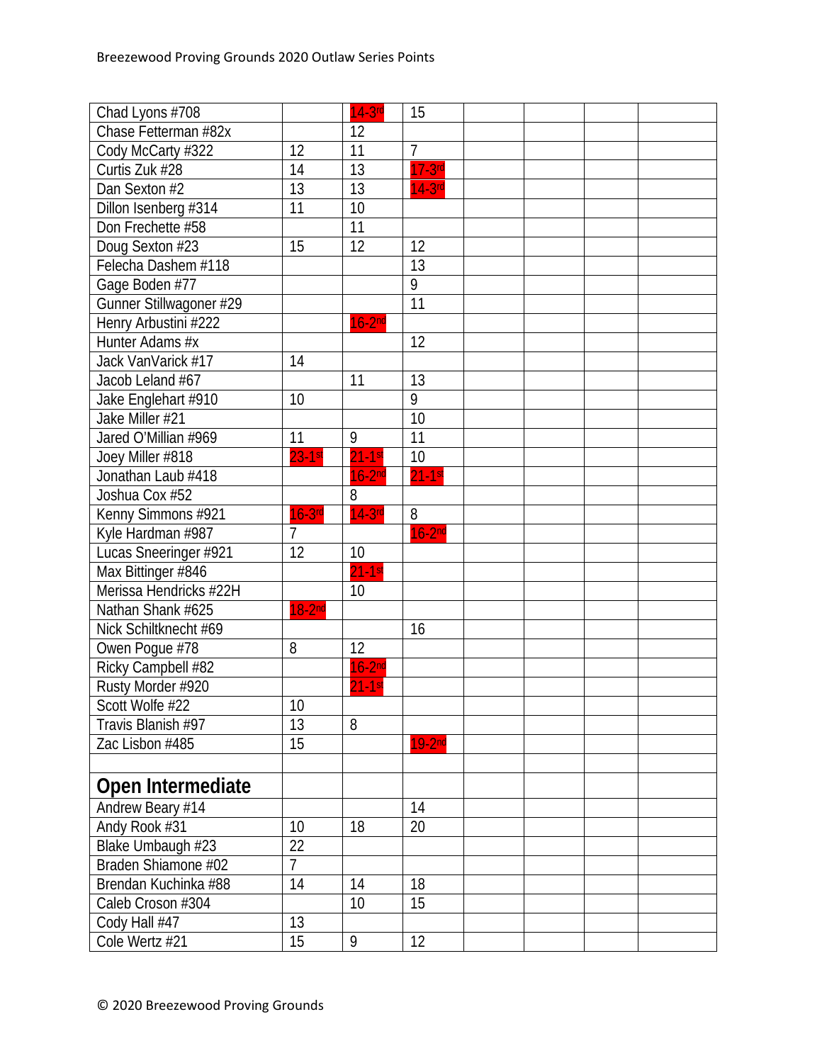| Chad Lyons #708 | | 14-3rd | 15 | | | | |
|---|---|---|---|---|---|---|---|
| Chase Fetterman #82x | | 12 | | | | | |
| Cody McCarty #322 | 12 | 11 | 7 | | | | |
| Curtis Zuk #28 | 14 | 13 | 17-3rd | | | | |
| Dan Sexton #2 | 13 | 13 | 14-3rd | | | | |
| Dillon Isenberg #314 | 11 | 10 | | | | | |
| Don Frechette #58 | | 11 | | | | | |
| Doug Sexton #23 | 15 | 12 | 12 | | | | |
| Felecha Dashem #118 | | | 13 | | | | |
| Gage Boden #77 | | | 9 | | | | |
| Gunner Stillwagoner #29 | | | 11 | | | | |
| Henry Arbustini #222 | | 16-2nd | | | | | |
| Hunter Adams #x | | | 12 | | | | |
| Jack VanVarick #17 | 14 | | | | | | |
| Jacob Leland #67 | | 11 | 13 | | | | |
| Jake Englehart #910 | 10 | | 9 | | | | |
| Jake Miller #21 | | | 10 | | | | |
| Jared O'Millian #969 | 11 | 9 | 11 | | | | |
| Joey Miller #818 | 23-1st | 21-1st | 10 | | | | |
| Jonathan Laub #418 | | 16-2nd | 21-1st | | | | |
| Joshua Cox #52 | | 8 | | | | | |
| Kenny Simmons #921 | 16-3rd | 14-3rd | 8 | | | | |
| Kyle Hardman #987 | 7 | | 16-2nd | | | | |
| Lucas Sneeringer #921 | 12 | 10 | | | | | |
| Max Bittinger #846 | | 21-1st | | | | | |
| Merissa Hendricks #22H | | 10 | | | | | |
| Nathan Shank #625 | 18-2nd | | | | | | |
| Nick Schiltknecht #69 | | | 16 | | | | |
| Owen Pogue #78 | 8 | 12 | | | | | |
| Ricky Campbell #82 | | 16-2nd | | | | | |
| Rusty Morder #920 | | 21-1st | | | | | |
| Scott Wolfe #22 | 10 | | | | | | |
| Travis Blanish #97 | 13 | 8 | | | | | |
| Zac Lisbon #485 | 15 | | 19-2nd | | | | |
| | | | | | | | |
| **Open Intermediate** | | | | | | | |
| Andrew Beary #14 | | | 14 | | | | |
| Andy Rook #31 | 10 | 18 | 20 | | | | |
| Blake Umbaugh #23 | 22 | | | | | | |
| Braden Shiamone #02 | 7 | | | | | | |
| Brendan Kuchinka #88 | 14 | 14 | 18 | | | | |
| Caleb Croson #304 | | 10 | 15 | | | | |
| Cody Hall #47 | 13 | | | | | | |
| Cole Wertz #21 | 15 | 9 | 12 | | | | |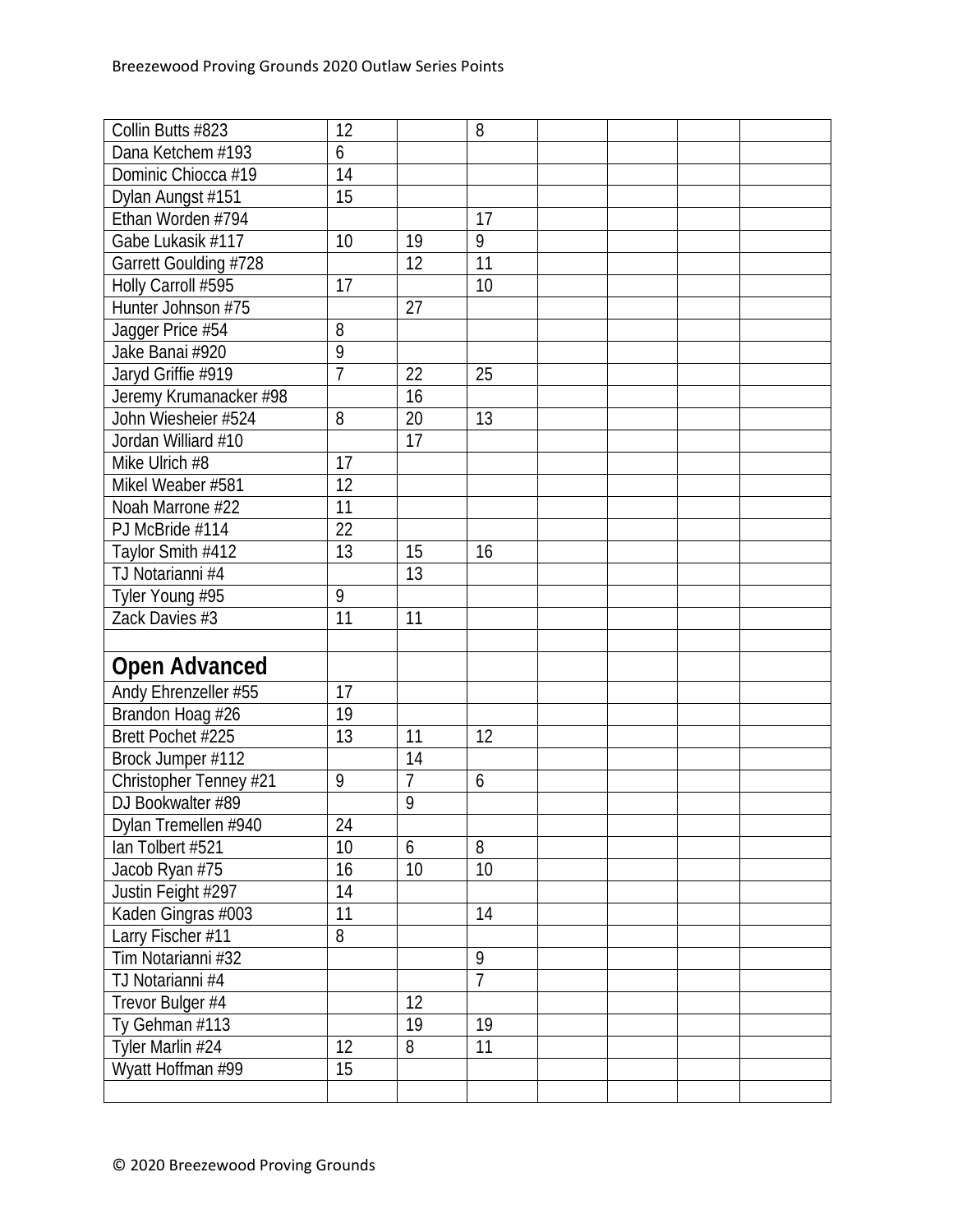| Collin Butts #823 | 12 | | 8 | | | | |
|---|---|---|---|---|---|---|---|
| Dana Ketchem #193 | 6 | | | | | | |
| Dominic Chiocca #19 | 14 | | | | | | |
| Dylan Aungst #151 | 15 | | | | | | |
| Ethan Worden #794 | | | 17 | | | | |
| Gabe Lukasik #117 | 10 | 19 | 9 | | | | |
| Garrett Goulding #728 | | 12 | 11 | | | | |
| Holly Carroll #595 | 17 | | 10 | | | | |
| Hunter Johnson #75 | | 27 | | | | | |
| Jagger Price #54 | 8 | | | | | | |
| Jake Banai #920 | 9 | | | | | | |
| Jaryd Griffie #919 | 7 | 22 | 25 | | | | |
| Jeremy Krumanacker #98 | | 16 | | | | | |
| John Wiesheier #524 | 8 | 20 | 13 | | | | |
| Jordan Williard #10 | | 17 | | | | | |
| Mike Ulrich #8 | 17 | | | | | | |
| Mikel Weaber #581 | 12 | | | | | | |
| Noah Marrone #22 | 11 | | | | | | |
| PJ McBride #114 | 22 | | | | | | |
| Taylor Smith #412 | 13 | 15 | 16 | | | | |
| TJ Notarianni #4 | | 13 | | | | | |
| Tyler Young #95 | 9 | | | | | | |
| Zack Davies #3 | 11 | 11 | | | | | |
| | | | | | | | |
| **Open Advanced** | | | | | | | |
| Andy Ehrenzeller #55 | 17 | | | | | | |
| Brandon Hoag #26 | 19 | | | | | | |
| Brett Pochet #225 | 13 | 11 | 12 | | | | |
| Brock Jumper #112 | | 14 | | | | | |
| Christopher Tenney #21 | 9 | 7 | 6 | | | | |
| DJ Bookwalter #89 | | 9 | | | | | |
| Dylan Tremellen #940 | 24 | | | | | | |
| Ian Tolbert #521 | 10 | 6 | 8 | | | | |
| Jacob Ryan #75 | 16 | 10 | 10 | | | | |
| Justin Feight #297 | 14 | | | | | | |
| Kaden Gingras #003 | 11 | | 14 | | | | |
| Larry Fischer #11 | 8 | | | | | | |
| Tim Notarianni #32 | | | 9 | | | | |
| TJ Notarianni #4 | | | 7 | | | | |
| Trevor Bulger #4 | | 12 | | | | | |
| Ty Gehman #113 | | 19 | 19 | | | | |
| Tyler Marlin #24 | 12 | 8 | 11 | | | | |
| Wyatt Hoffman #99 | 15 | | | | | | |
| | | | | | | | |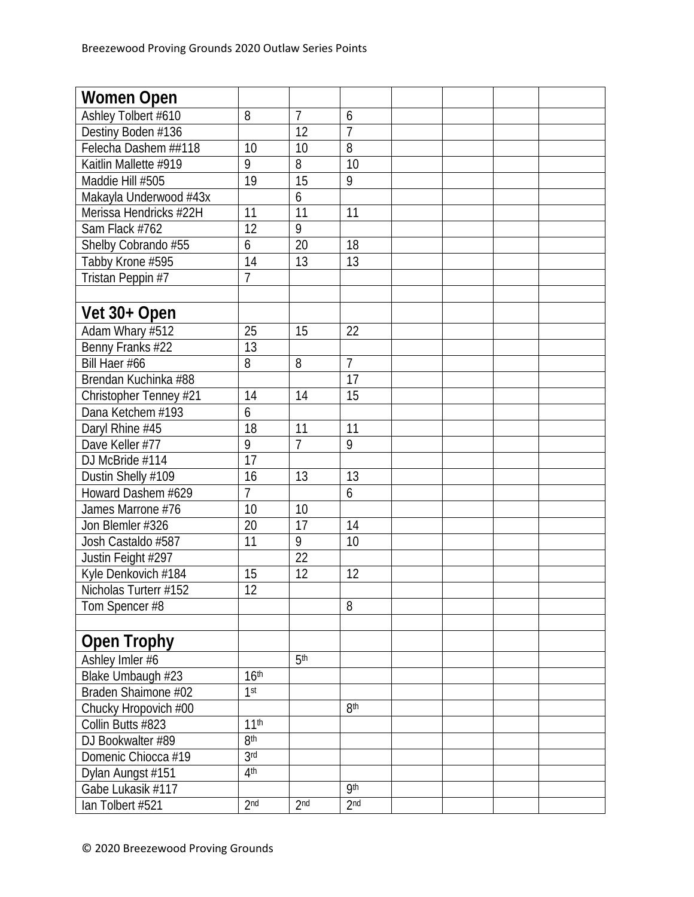| Women Open | | | | | | | |
|---|---|---|---|---|---|---|---|
| Ashley Tolbert #610 | 8 | 7 | 6 | | | | |
| Destiny Boden #136 | | 12 | 7 | | | | |
| Felecha Dashem ##118 | 10 | 10 | 8 | | | | |
| Kaitlin Mallette #919 | 9 | 8 | 10 | | | | |
| Maddie Hill #505 | 19 | 15 | 9 | | | | |
| Makayla Underwood #43x | | 6 | | | | | |
| Merissa Hendricks #22H | 11 | 11 | 11 | | | | |
| Sam Flack #762 | 12 | 9 | | | | | |
| Shelby Cobrando #55 | 6 | 20 | 18 | | | | |
| Tabby Krone #595 | 14 | 13 | 13 | | | | |
| Tristan Peppin #7 | 7 | | | | | | |
| | | | | | | | |
| **Vet 30+ Open** | | | | | | | |
| Adam Whary #512 | 25 | 15 | 22 | | | | |
| Benny Franks #22 | 13 | | | | | | |
| Bill Haer #66 | 8 | 8 | 7 | | | | |
| Brendan Kuchinka #88 | | | 17 | | | | |
| Christopher Tenney #21 | 14 | 14 | 15 | | | | |
| Dana Ketchem #193 | 6 | | | | | | |
| Daryl Rhine #45 | 18 | 11 | 11 | | | | |
| Dave Keller #77 | 9 | 7 | 9 | | | | |
| DJ McBride #114 | 17 | | | | | | |
| Dustin Shelly #109 | 16 | 13 | 13 | | | | |
| Howard Dashem #629 | 7 | | 6 | | | | |
| James Marrone #76 | 10 | 10 | | | | | |
| Jon Blemler #326 | 20 | 17 | 14 | | | | |
| Josh Castaldo #587 | 11 | 9 | 10 | | | | |
| Justin Feight #297 | | 22 | | | | | |
| Kyle Denkovich #184 | 15 | 12 | 12 | | | | |
| Nicholas Turterr #152 | 12 | | | | | | |
| Tom Spencer #8 | | | 8 | | | | |
| | | | | | | | |
| **Open Trophy** | | | | | | | |
| Ashley Imler #6 | | 5th | | | | | |
| Blake Umbaugh #23 | 16th | | | | | | |
| Braden Shaimone #02 | 1st | | | | | | |
| Chucky Hropovich #00 | | | 8th | | | | |
| Collin Butts #823 | 11th | | | | | | |
| DJ Bookwalter #89 | 8th | | | | | | |
| Domenic Chiocca #19 | 3rd | | | | | | |
| Dylan Aungst #151 | 4th | | | | | | |
| Gabe Lukasik #117 | | | 9th | | | | |
| Ian Tolbert #521 | 2nd | 2nd | 2nd | | | | |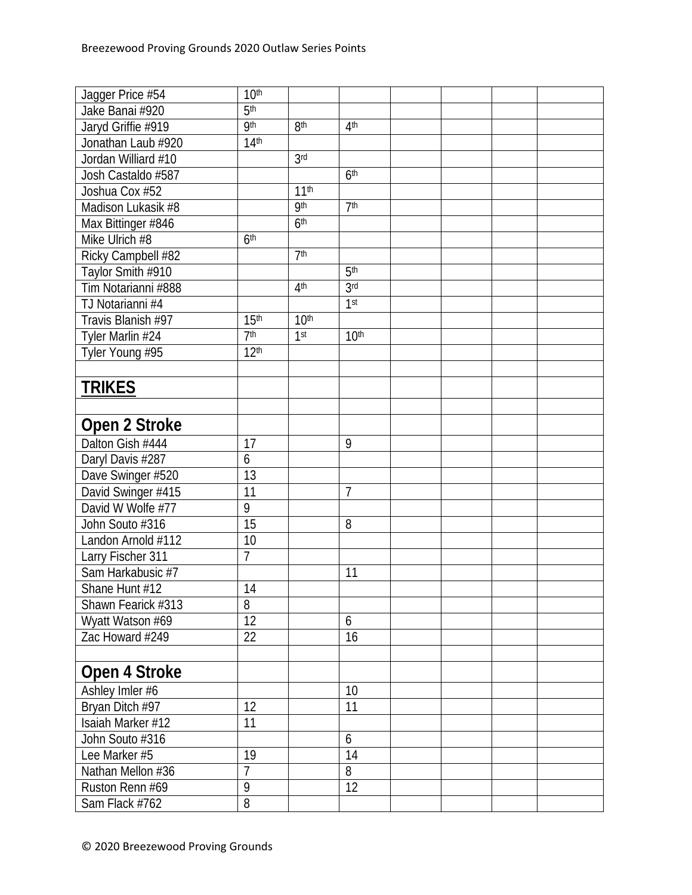| | | | | | | | |
|---|---|---|---|---|---|---|---|
| Jagger Price #54 | 10th | | | | | | |
| Jake Banai #920 | 5th | | | | | | |
| Jaryd Griffie #919 | 9th | 8th | 4th | | | | |
| Jonathan Laub #920 | 14th | | | | | | |
| Jordan Williard #10 | | 3rd | | | | | |
| Josh Castaldo #587 | | | 6th | | | | |
| Joshua Cox #52 | | 11th | | | | | |
| Madison Lukasik #8 | | 9th | 7th | | | | |
| Max Bittinger #846 | | 6th | | | | | |
| Mike Ulrich #8 | 6th | | | | | | |
| Ricky Campbell #82 | | 7th | | | | | |
| Taylor Smith #910 | | | 5th | | | | |
| Tim Notarianni #888 | | 4th | 3rd | | | | |
| TJ Notarianni #4 | | | 1st | | | | |
| Travis Blanish #97 | 15th | 10th | | | | | |
| Tyler Marlin #24 | 7th | 1st | 10th | | | | |
| Tyler Young #95 | 12th | | | | | | |
| | | | | | | | |
| **TRIKES** | | | | | | | |
| | | | | | | | |
| **Open 2 Stroke** | | | | | | | |
| Dalton Gish #444 | 17 | | 9 | | | | |
| Daryl Davis #287 | 6 | | | | | | |
| Dave Swinger #520 | 13 | | | | | | |
| David Swinger #415 | 11 | | 7 | | | | |
| David W Wolfe #77 | 9 | | | | | | |
| John Souto #316 | 15 | | 8 | | | | |
| Landon Arnold #112 | 10 | | | | | | |
| Larry Fischer 311 | 7 | | | | | | |
| Sam Harkabusic #7 | | | 11 | | | | |
| Shane Hunt #12 | 14 | | | | | | |
| Shawn Fearick #313 | 8 | | | | | | |
| Wyatt Watson #69 | 12 | | 6 | | | | |
| Zac Howard #249 | 22 | | 16 | | | | |
| | | | | | | | |
| **Open 4 Stroke** | | | | | | | |
| Ashley Imler #6 | | | 10 | | | | |
| Bryan Ditch #97 | 12 | | 11 | | | | |
| Isaiah Marker #12 | 11 | | | | | | |
| John Souto #316 | | | 6 | | | | |
| Lee Marker #5 | 19 | | 14 | | | | |
| Nathan Mellon #36 | 7 | | 8 | | | | |
| Ruston Renn #69 | 9 | | 12 | | | | |
| Sam Flack #762 | 8 | | | | | | |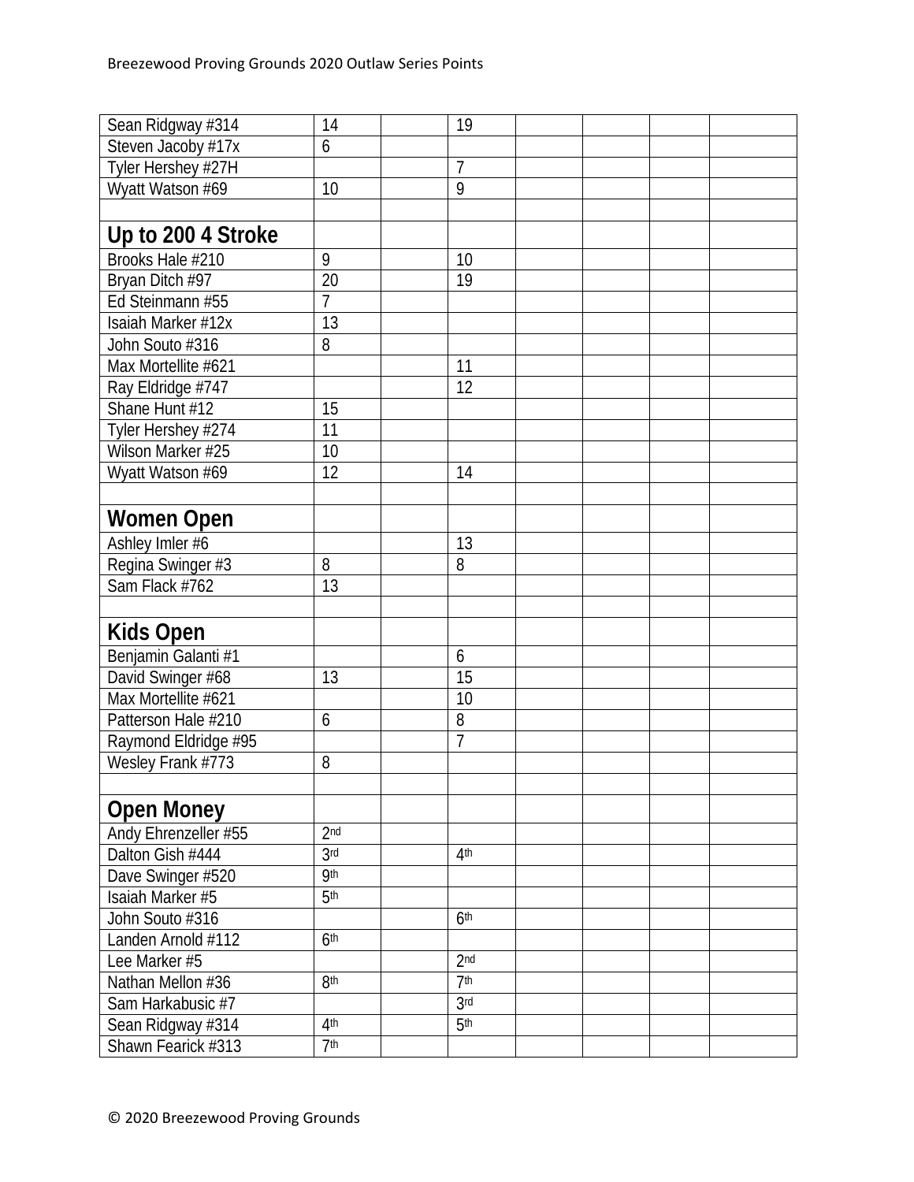| | | | | | | | |
|---|---|---|---|---|---|---|---|
| Sean Ridgway #314 | 14 | | 19 | | | | |
| Steven Jacoby #17x | 6 | | | | | | |
| Tyler Hershey #27H | | | 7 | | | | |
| Wyatt Watson #69 | 10 | | 9 | | | | |
| | | | | | | | |
| **Up to 200 4 Stroke** | | | | | | | |
| Brooks Hale #210 | 9 | | 10 | | | | |
| Bryan Ditch #97 | 20 | | 19 | | | | |
| Ed Steinmann #55 | 7 | | | | | | |
| Isaiah Marker #12x | 13 | | | | | | |
| John Souto #316 | 8 | | | | | | |
| Max Mortellite #621 | | | 11 | | | | |
| Ray Eldridge #747 | | | 12 | | | | |
| Shane Hunt #12 | 15 | | | | | | |
| Tyler Hershey #274 | 11 | | | | | | |
| Wilson Marker #25 | 10 | | | | | | |
| Wyatt Watson #69 | 12 | | 14 | | | | |
| | | | | | | | |
| **Women Open** | | | | | | | |
| Ashley Imler #6 | | | 13 | | | | |
| Regina Swinger #3 | 8 | | 8 | | | | |
| Sam Flack #762 | 13 | | | | | | |
| | | | | | | | |
| **Kids Open** | | | | | | | |
| Benjamin Galanti #1 | | | 6 | | | | |
| David Swinger #68 | 13 | | 15 | | | | |
| Max Mortellite #621 | | | 10 | | | | |
| Patterson Hale #210 | 6 | | 8 | | | | |
| Raymond Eldridge #95 | | | 7 | | | | |
| Wesley Frank #773 | 8 | | | | | | |
| | | | | | | | |
| **Open Money** | | | | | | | |
| Andy Ehrenzeller #55 | 2nd | | | | | | |
| Dalton Gish #444 | 3rd | | 4th | | | | |
| Dave Swinger #520 | 9th | | | | | | |
| Isaiah Marker #5 | 5th | | | | | | |
| John Souto #316 | | | 6th | | | | |
| Landen Arnold #112 | 6th | | | | | | |
| Lee Marker #5 | | | 2nd | | | | |
| Nathan Mellon #36 | 8th | | 7th | | | | |
| Sam Harkabusic #7 | | | 3rd | | | | |
| Sean Ridgway #314 | 4th | | 5th | | | | |
| Shawn Fearick #313 | 7th | | | | | | |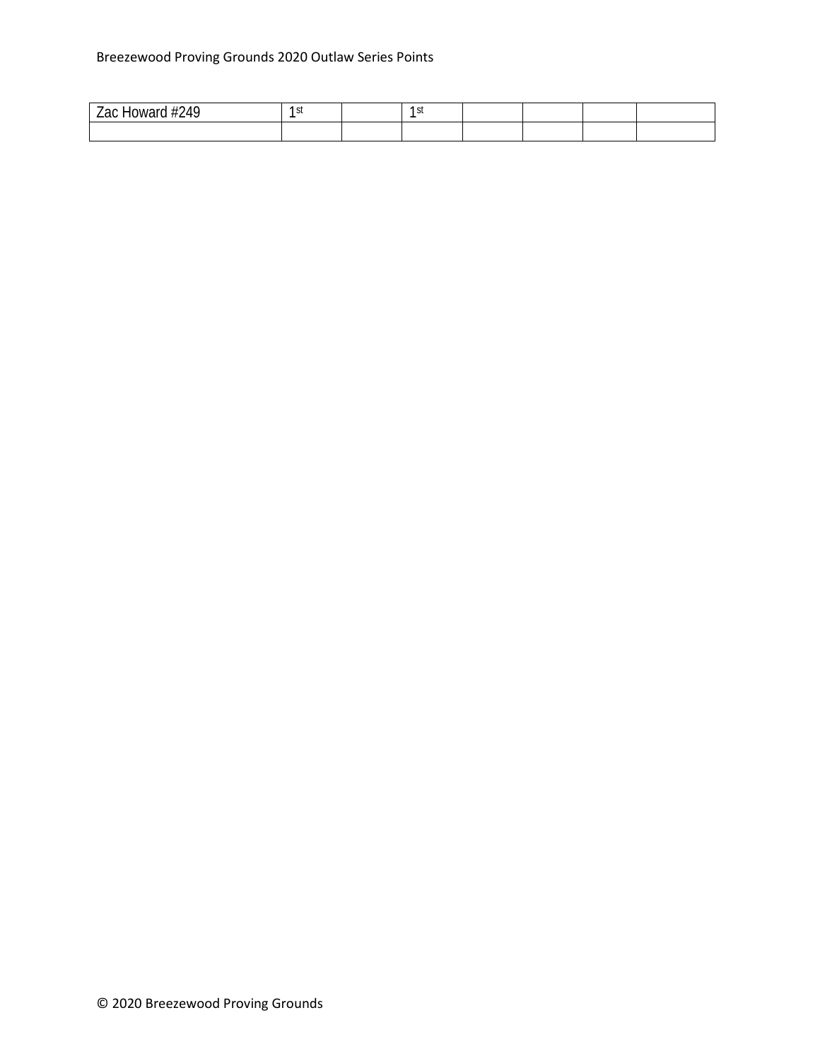| | | | | | | | |
|---|---|---|---|---|---|---|---|
| Zac Howard #249 | 1st | | 1st | | | | |
| | | | | | | | |